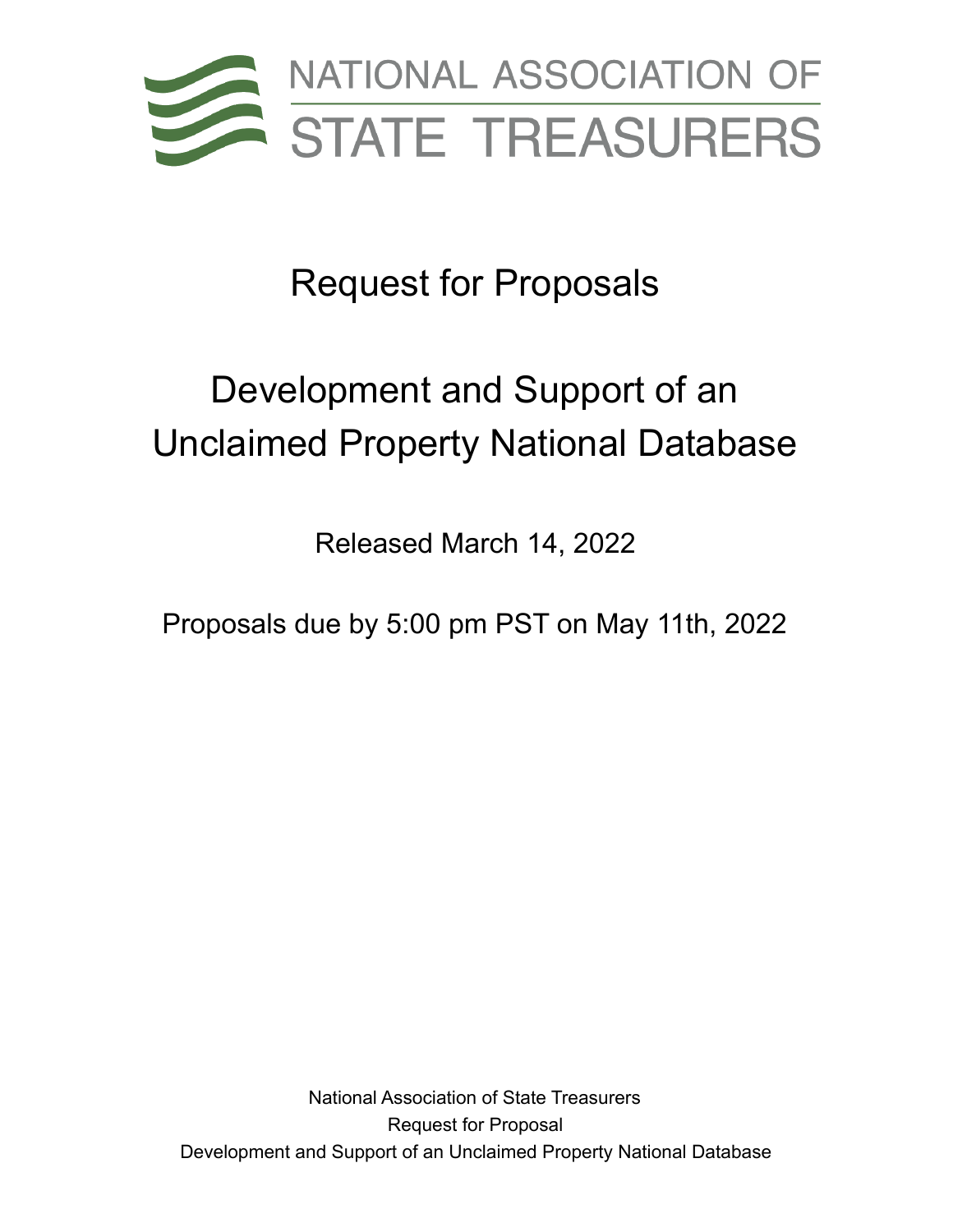NATIONAL ASSOCIATION OF
STATE TREASURERS

# Request for Proposals

# Development and Support of an Unclaimed Property National Database

Released March 14, 2022

Proposals due by 5:00 pm PST on May 11th, 2022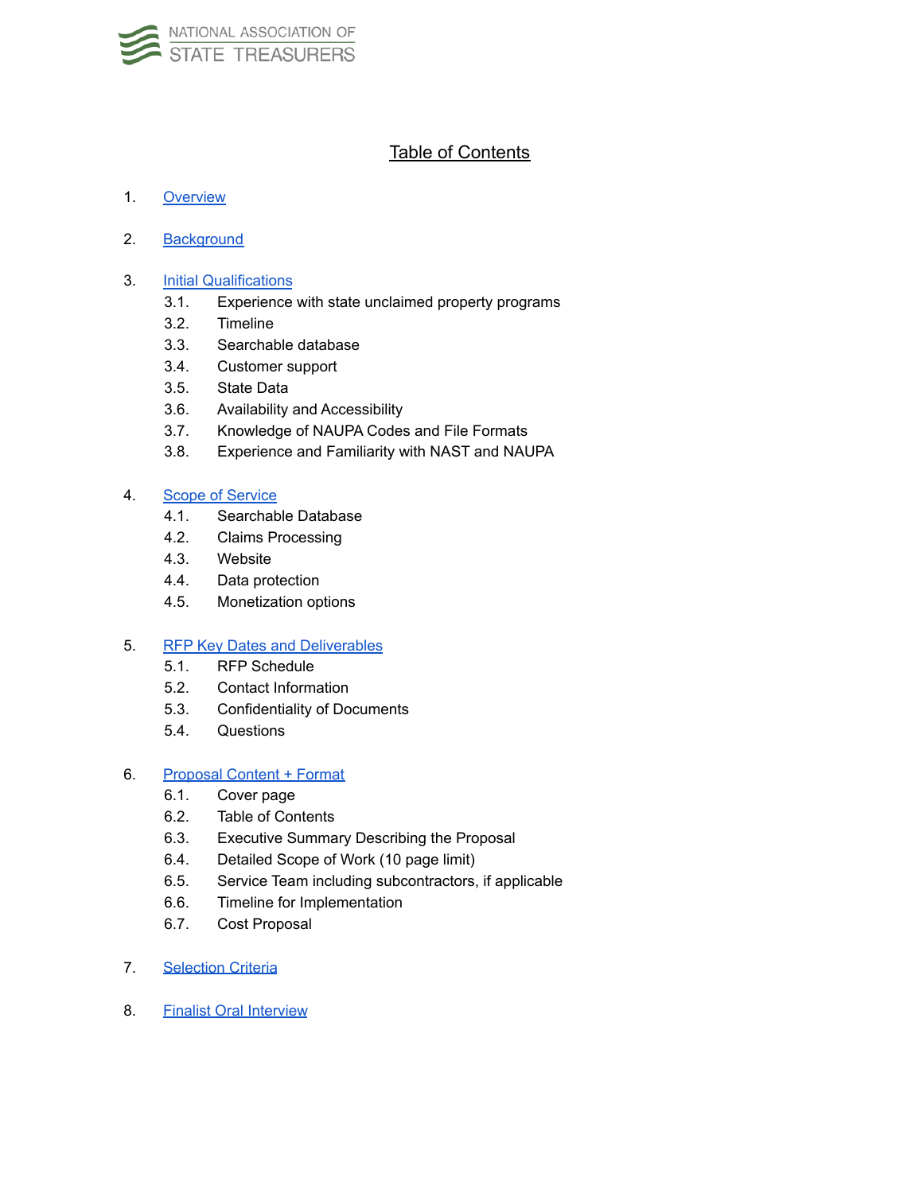NATIONAL ASSOCIATION OF STATE TREASURERS

# Table of Contents

1. Overview

2. Background

3. Initial Qualifications
   - 3.1. Experience with state unclaimed property programs
   - 3.2. Timeline
   - 3.3. Searchable database
   - 3.4. Customer support
   - 3.5. State Data
   - 3.6. Availability and Accessibility
   - 3.7. Knowledge of NAUPA Codes and File Formats
   - 3.8. Experience and Familiarity with NAST and NAUPA

4. Scope of Service
   - 4.1. Searchable Database
   - 4.2. Claims Processing
   - 4.3. Website
   - 4.4. Data protection
   - 4.5. Monetization options

5. RFP Key Dates and Deliverables
   - 5.1. RFP Schedule
   - 5.2. Contact Information
   - 5.3. Confidentiality of Documents
   - 5.4. Questions

6. Proposal Content + Format
   - 6.1. Cover page
   - 6.2. Table of Contents
   - 6.3. Executive Summary Describing the Proposal
   - 6.4. Detailed Scope of Work (10 page limit)
   - 6.5. Service Team including subcontractors, if applicable
   - 6.6. Timeline for Implementation
   - 6.7. Cost Proposal

7. Selection Criteria

8. Finalist Oral Interview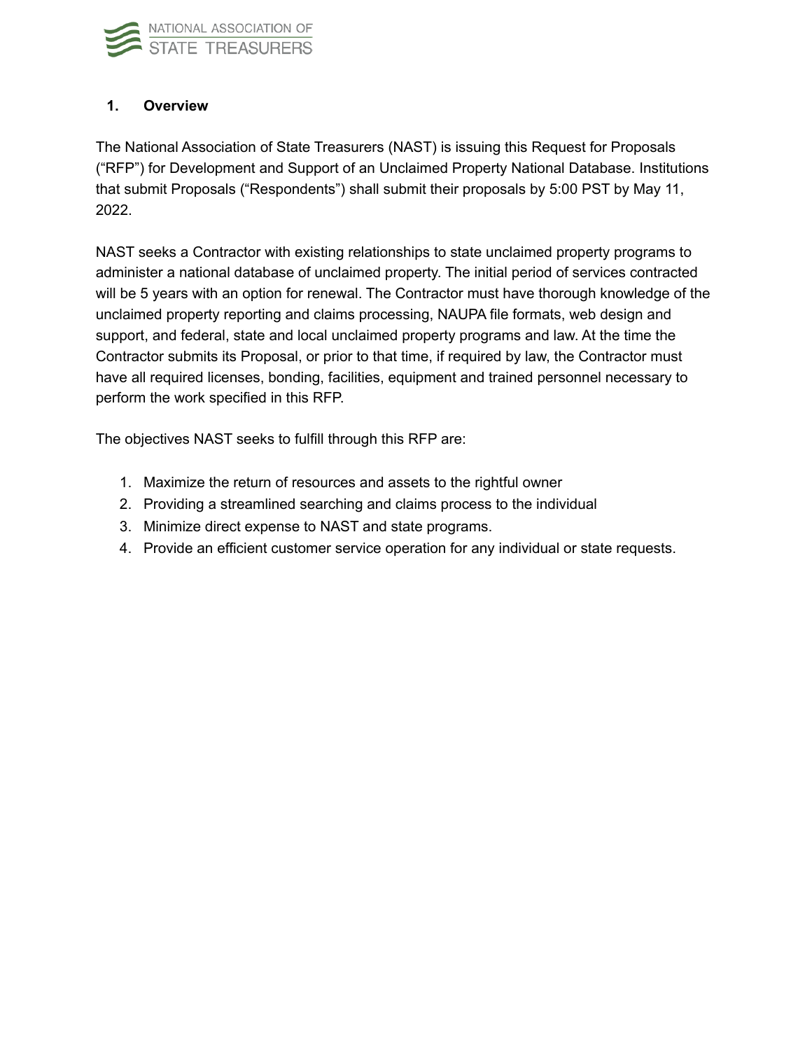## 1. Overview

The National Association of State Treasurers (NAST) is issuing this Request for Proposals ("RFP") for Development and Support of an Unclaimed Property National Database. Institutions that submit Proposals ("Respondents") shall submit their proposals by 5:00 PST by May 11, 2022.

NAST seeks a Contractor with existing relationships to state unclaimed property programs to administer a national database of unclaimed property. The initial period of services contracted will be 5 years with an option for renewal. The Contractor must have thorough knowledge of the unclaimed property reporting and claims processing, NAUPA file formats, web design and support, and federal, state and local unclaimed property programs and law. At the time the Contractor submits its Proposal, or prior to that time, if required by law, the Contractor must have all required licenses, bonding, facilities, equipment and trained personnel necessary to perform the work specified in this RFP.

The objectives NAST seeks to fulfill through this RFP are:

1. Maximize the return of resources and assets to the rightful owner
2. Providing a streamlined searching and claims process to the individual
3. Minimize direct expense to NAST and state programs.
4. Provide an efficient customer service operation for any individual or state requests.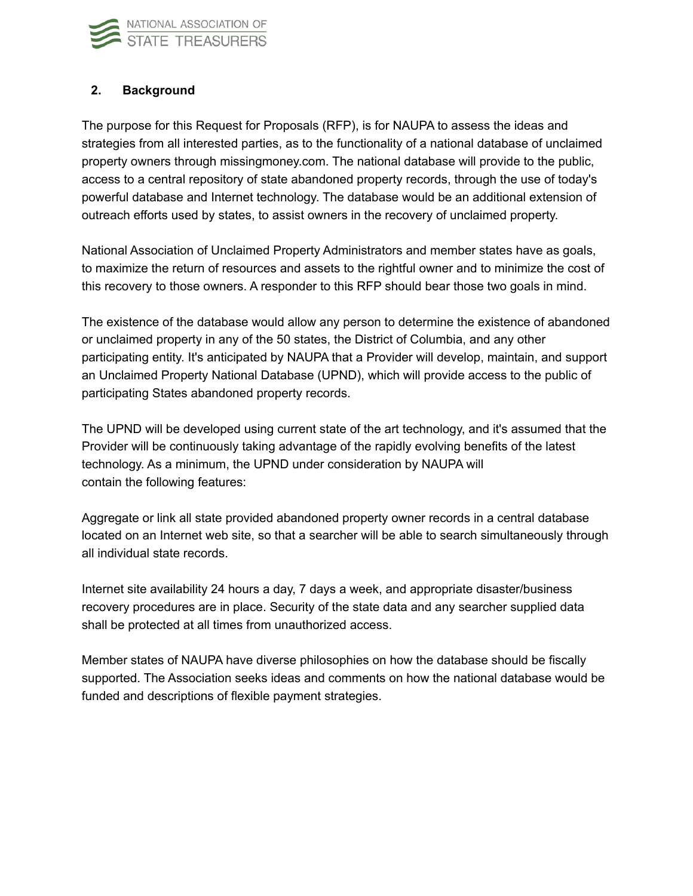## 2. Background

The purpose for this Request for Proposals (RFP), is for NAUPA to assess the ideas and strategies from all interested parties, as to the functionality of a national database of unclaimed property owners through missingmoney.com. The national database will provide to the public, access to a central repository of state abandoned property records, through the use of today's powerful database and Internet technology. The database would be an additional extension of outreach efforts used by states, to assist owners in the recovery of unclaimed property.

National Association of Unclaimed Property Administrators and member states have as goals, to maximize the return of resources and assets to the rightful owner and to minimize the cost of this recovery to those owners. A responder to this RFP should bear those two goals in mind.

The existence of the database would allow any person to determine the existence of abandoned or unclaimed property in any of the 50 states, the District of Columbia, and any other participating entity. It's anticipated by NAUPA that a Provider will develop, maintain, and support an Unclaimed Property National Database (UPND), which will provide access to the public of participating States abandoned property records.

The UPND will be developed using current state of the art technology, and it's assumed that the Provider will be continuously taking advantage of the rapidly evolving benefits of the latest technology. As a minimum, the UPND under consideration by NAUPA will contain the following features:

Aggregate or link all state provided abandoned property owner records in a central database located on an Internet web site, so that a searcher will be able to search simultaneously through all individual state records.

Internet site availability 24 hours a day, 7 days a week, and appropriate disaster/business recovery procedures are in place. Security of the state data and any searcher supplied data shall be protected at all times from unauthorized access.

Member states of NAUPA have diverse philosophies on how the database should be fiscally supported. The Association seeks ideas and comments on how the national database would be funded and descriptions of flexible payment strategies.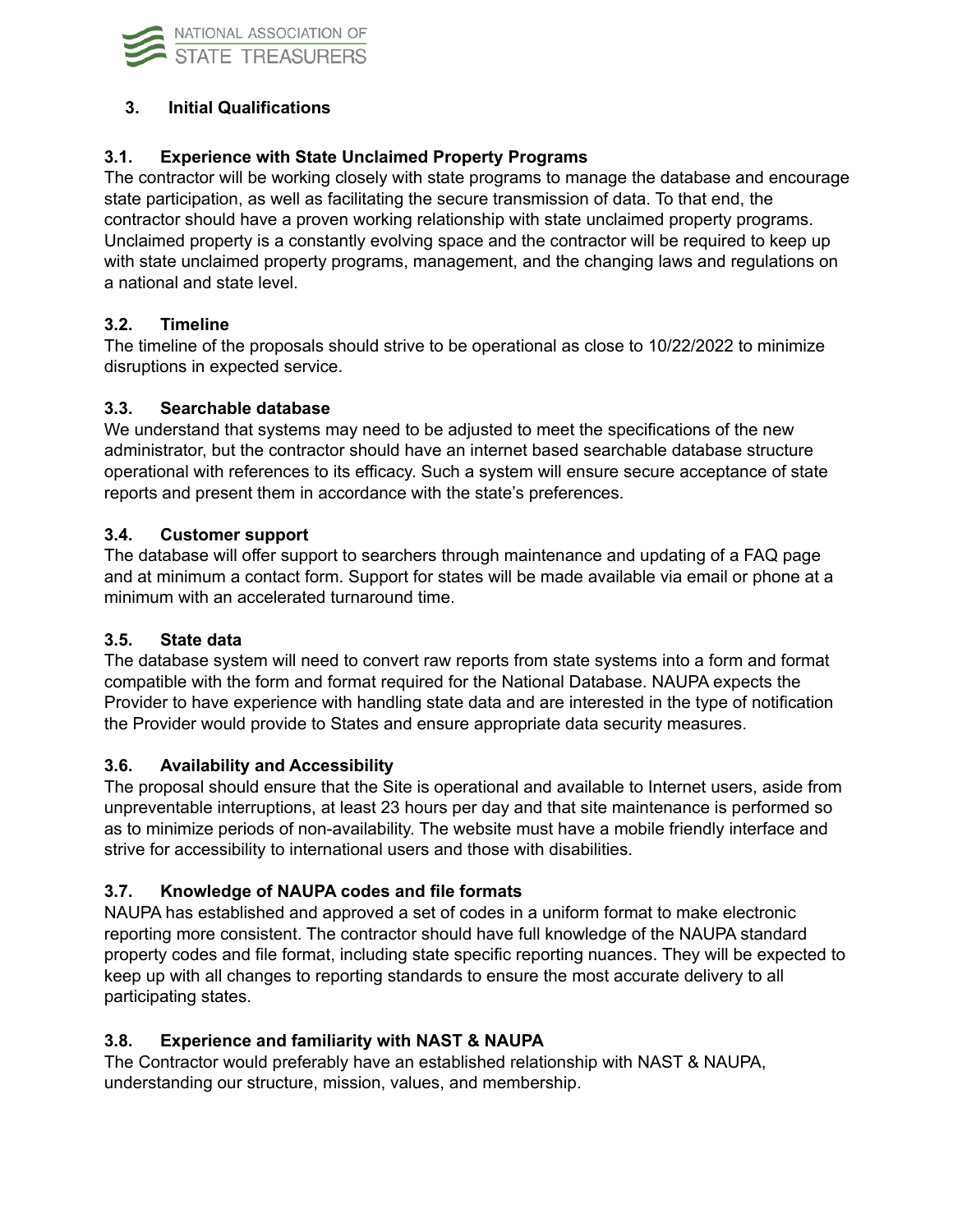## 3. Initial Qualifications

### 3.1. Experience with State Unclaimed Property Programs

The contractor will be working closely with state programs to manage the database and encourage state participation, as well as facilitating the secure transmission of data. To that end, the contractor should have a proven working relationship with state unclaimed property programs. Unclaimed property is a constantly evolving space and the contractor will be required to keep up with state unclaimed property programs, management, and the changing laws and regulations on a national and state level.

### 3.2. Timeline

The timeline of the proposals should strive to be operational as close to 10/22/2022 to minimize disruptions in expected service.

### 3.3. Searchable database

We understand that systems may need to be adjusted to meet the specifications of the new administrator, but the contractor should have an internet based searchable database structure operational with references to its efficacy. Such a system will ensure secure acceptance of state reports and present them in accordance with the state's preferences.

### 3.4. Customer support

The database will offer support to searchers through maintenance and updating of a FAQ page and at minimum a contact form. Support for states will be made available via email or phone at a minimum with an accelerated turnaround time.

### 3.5. State data

The database system will need to convert raw reports from state systems into a form and format compatible with the form and format required for the National Database. NAUPA expects the Provider to have experience with handling state data and are interested in the type of notification the Provider would provide to States and ensure appropriate data security measures.

### 3.6. Availability and Accessibility

The proposal should ensure that the Site is operational and available to Internet users, aside from unpreventable interruptions, at least 23 hours per day and that site maintenance is performed so as to minimize periods of non-availability. The website must have a mobile friendly interface and strive for accessibility to international users and those with disabilities.

### 3.7. Knowledge of NAUPA codes and file formats

NAUPA has established and approved a set of codes in a uniform format to make electronic reporting more consistent. The contractor should have full knowledge of the NAUPA standard property codes and file format, including state specific reporting nuances. They will be expected to keep up with all changes to reporting standards to ensure the most accurate delivery to all participating states.

### 3.8. Experience and familiarity with NAST & NAUPA

The Contractor would preferably have an established relationship with NAST & NAUPA, understanding our structure, mission, values, and membership.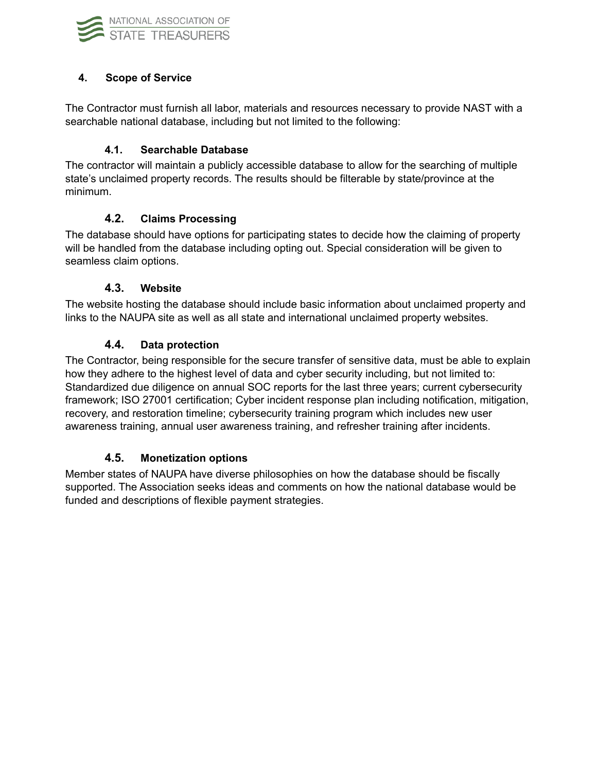## 4. Scope of Service

The Contractor must furnish all labor, materials and resources necessary to provide NAST with a searchable national database, including but not limited to the following:

### 4.1. Searchable Database

The contractor will maintain a publicly accessible database to allow for the searching of multiple state's unclaimed property records. The results should be filterable by state/province at the minimum.

### 4.2. Claims Processing

The database should have options for participating states to decide how the claiming of property will be handled from the database including opting out. Special consideration will be given to seamless claim options.

### 4.3. Website

The website hosting the database should include basic information about unclaimed property and links to the NAUPA site as well as all state and international unclaimed property websites.

### 4.4. Data protection

The Contractor, being responsible for the secure transfer of sensitive data, must be able to explain how they adhere to the highest level of data and cyber security including, but not limited to: Standardized due diligence on annual SOC reports for the last three years; current cybersecurity framework; ISO 27001 certification; Cyber incident response plan including notification, mitigation, recovery, and restoration timeline; cybersecurity training program which includes new user awareness training, annual user awareness training, and refresher training after incidents.

### 4.5. Monetization options

Member states of NAUPA have diverse philosophies on how the database should be fiscally supported. The Association seeks ideas and comments on how the national database would be funded and descriptions of flexible payment strategies.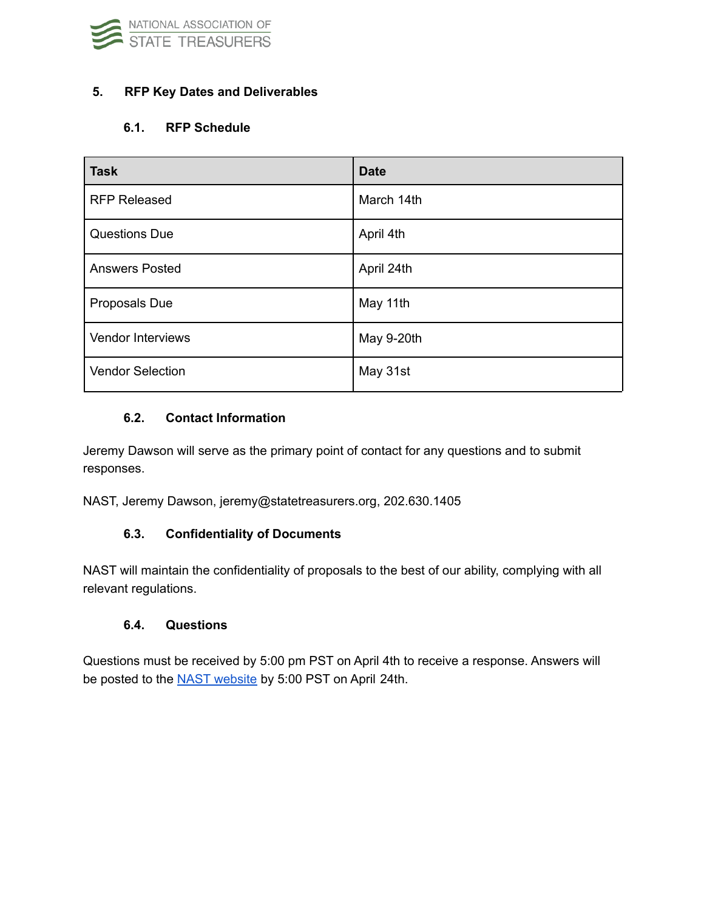## 5. RFP Key Dates and Deliverables

### 6.1. RFP Schedule

| Task | Date |
| --- | --- |
| RFP Released | March 14th |
| Questions Due | April 4th |
| Answers Posted | April 24th |
| Proposals Due | May 11th |
| Vendor Interviews | May 9-20th |
| Vendor Selection | May 31st |

### 6.2. Contact Information

Jeremy Dawson will serve as the primary point of contact for any questions and to submit responses.

NAST, Jeremy Dawson, jeremy@statetreasurers.org, 202.630.1405

### 6.3. Confidentiality of Documents

NAST will maintain the confidentiality of proposals to the best of our ability, complying with all relevant regulations.

### 6.4. Questions

Questions must be received by 5:00 pm PST on April 4th to receive a response. Answers will be posted to the NAST website by 5:00 PST on April 24th.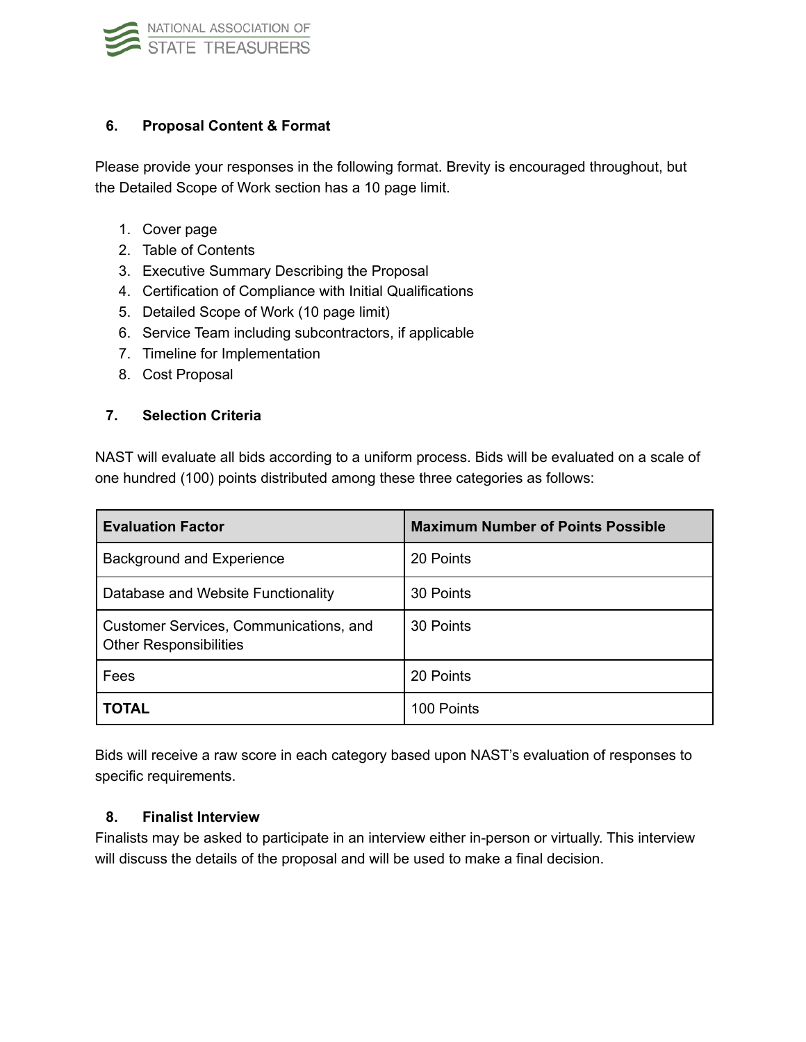**6. Proposal Content & Format**

Please provide your responses in the following format. Brevity is encouraged throughout, but the Detailed Scope of Work section has a 10 page limit.

1. Cover page
2. Table of Contents
3. Executive Summary Describing the Proposal
4. Certification of Compliance with Initial Qualifications
5. Detailed Scope of Work (10 page limit)
6. Service Team including subcontractors, if applicable
7. Timeline for Implementation
8. Cost Proposal

**7. Selection Criteria**

NAST will evaluate all bids according to a uniform process. Bids will be evaluated on a scale of one hundred (100) points distributed among these three categories as follows:

| Evaluation Factor | Maximum Number of Points Possible |
|---|---|
| Background and Experience | 20 Points |
| Database and Website Functionality | 30 Points |
| Customer Services, Communications, and Other Responsibilities | 30 Points |
| Fees | 20 Points |
| **TOTAL** | 100 Points |

Bids will receive a raw score in each category based upon NAST's evaluation of responses to specific requirements.

**8. Finalist Interview**

Finalists may be asked to participate in an interview either in-person or virtually. This interview will discuss the details of the proposal and will be used to make a final decision.